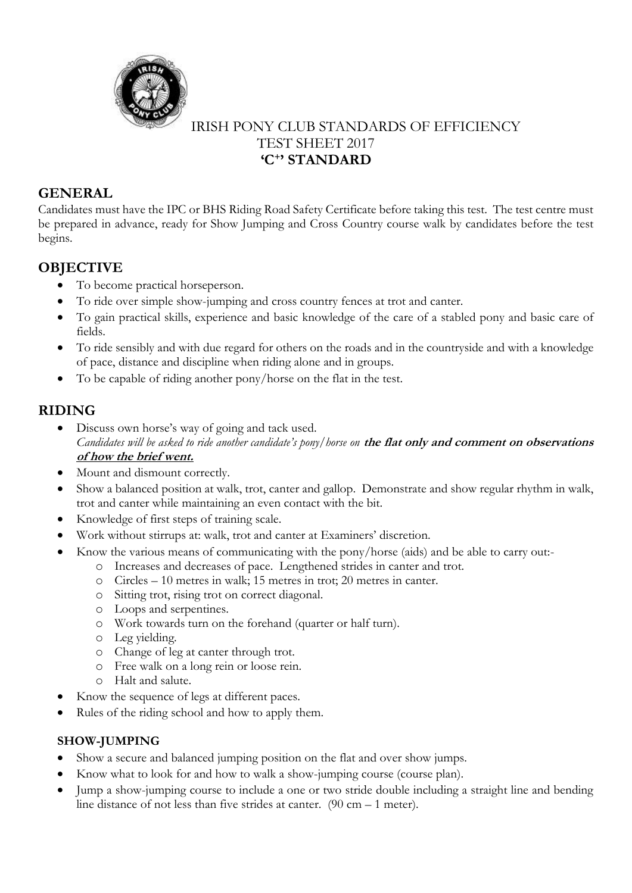IRISH PONY CLUB STANDARDS OF EFFICIENCY
TEST SHEET 2017
**'C+' STANDARD**

## GENERAL

Candidates must have the IPC or BHS Riding Road Safety Certificate before taking this test. The test centre must be prepared in advance, ready for Show Jumping and Cross Country course walk by candidates before the test begins.

## OBJECTIVE

- To become practical horseperson.
- To ride over simple show-jumping and cross country fences at trot and canter.
- To gain practical skills, experience and basic knowledge of the care of a stabled pony and basic care of fields.
- To ride sensibly and with due regard for others on the roads and in the countryside and with a knowledge of pace, distance and discipline when riding alone and in groups.
- To be capable of riding another pony/horse on the flat in the test.

## RIDING

- Discuss own horse's way of going and tack used.
  *Candidates will be asked to ride another candidate's pony/horse on* ***the flat only and comment on observations of how the brief went.***
- Mount and dismount correctly.
- Show a balanced position at walk, trot, canter and gallop. Demonstrate and show regular rhythm in walk, trot and canter while maintaining an even contact with the bit.
- Knowledge of first steps of training scale.
- Work without stirrups at: walk, trot and canter at Examiners' discretion.
- Know the various means of communicating with the pony/horse (aids) and be able to carry out:-
  - Increases and decreases of pace. Lengthened strides in canter and trot.
  - Circles – 10 metres in walk; 15 metres in trot; 20 metres in canter.
  - Sitting trot, rising trot on correct diagonal.
  - Loops and serpentines.
  - Work towards turn on the forehand (quarter or half turn).
  - Leg yielding.
  - Change of leg at canter through trot.
  - Free walk on a long rein or loose rein.
  - Halt and salute.
- Know the sequence of legs at different paces.
- Rules of the riding school and how to apply them.

### SHOW-JUMPING

- Show a secure and balanced jumping position on the flat and over show jumps.
- Know what to look for and how to walk a show-jumping course (course plan).
- Jump a show-jumping course to include a one or two stride double including a straight line and bending line distance of not less than five strides at canter. (90 cm – 1 meter).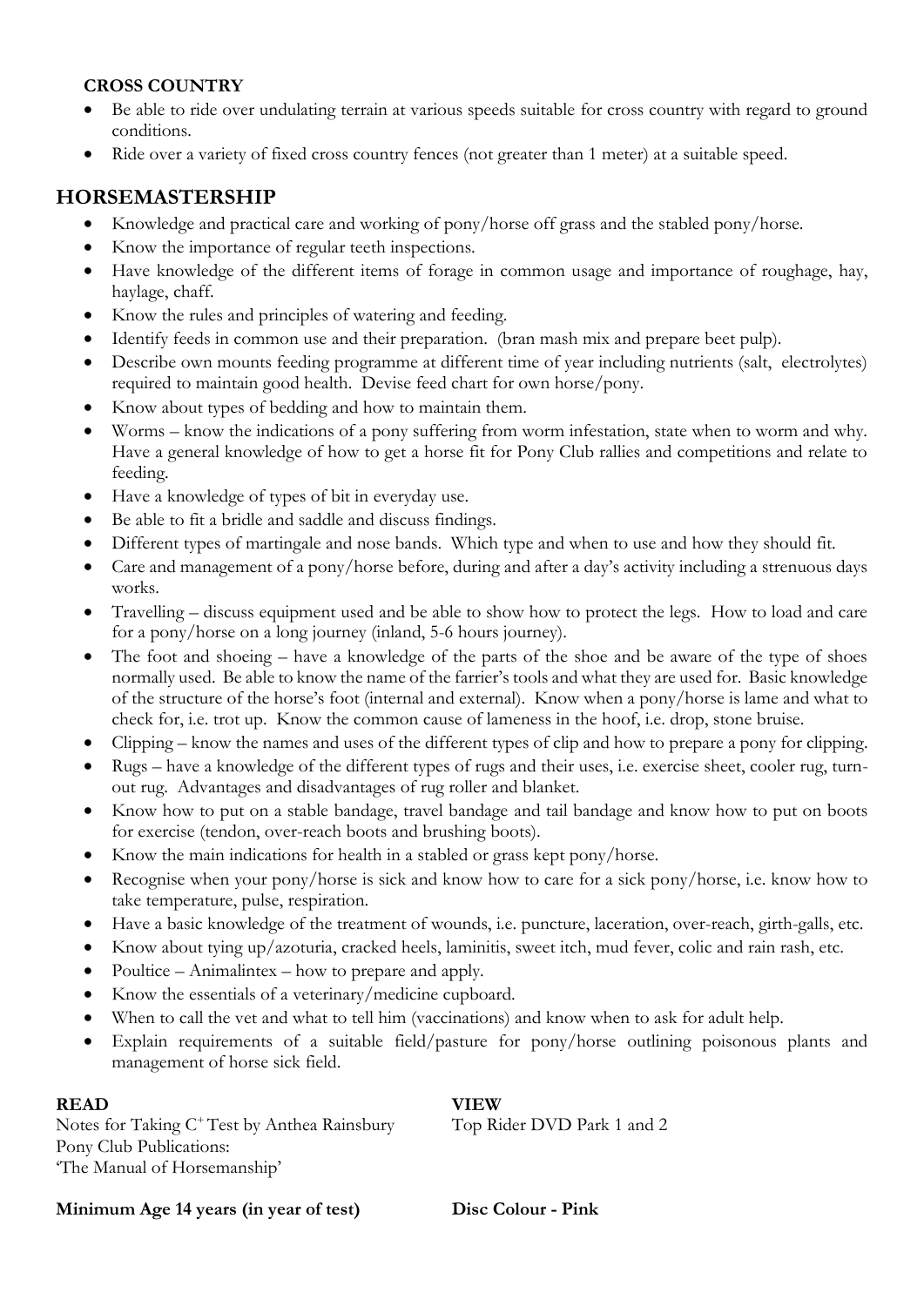**CROSS COUNTRY**

- Be able to ride over undulating terrain at various speeds suitable for cross country with regard to ground conditions.
- Ride over a variety of fixed cross country fences (not greater than 1 meter) at a suitable speed.

## HORSEMASTERSHIP

- Knowledge and practical care and working of pony/horse off grass and the stabled pony/horse.
- Know the importance of regular teeth inspections.
- Have knowledge of the different items of forage in common usage and importance of roughage, hay, haylage, chaff.
- Know the rules and principles of watering and feeding.
- Identify feeds in common use and their preparation. (bran mash mix and prepare beet pulp).
- Describe own mounts feeding programme at different time of year including nutrients (salt, electrolytes) required to maintain good health. Devise feed chart for own horse/pony.
- Know about types of bedding and how to maintain them.
- Worms – know the indications of a pony suffering from worm infestation, state when to worm and why. Have a general knowledge of how to get a horse fit for Pony Club rallies and competitions and relate to feeding.
- Have a knowledge of types of bit in everyday use.
- Be able to fit a bridle and saddle and discuss findings.
- Different types of martingale and nose bands. Which type and when to use and how they should fit.
- Care and management of a pony/horse before, during and after a day's activity including a strenuous days works.
- Travelling – discuss equipment used and be able to show how to protect the legs. How to load and care for a pony/horse on a long journey (inland, 5-6 hours journey).
- The foot and shoeing – have a knowledge of the parts of the shoe and be aware of the type of shoes normally used. Be able to know the name of the farrier's tools and what they are used for. Basic knowledge of the structure of the horse's foot (internal and external). Know when a pony/horse is lame and what to check for, i.e. trot up. Know the common cause of lameness in the hoof, i.e. drop, stone bruise.
- Clipping – know the names and uses of the different types of clip and how to prepare a pony for clipping.
- Rugs – have a knowledge of the different types of rugs and their uses, i.e. exercise sheet, cooler rug, turn-out rug. Advantages and disadvantages of rug roller and blanket.
- Know how to put on a stable bandage, travel bandage and tail bandage and know how to put on boots for exercise (tendon, over-reach boots and brushing boots).
- Know the main indications for health in a stabled or grass kept pony/horse.
- Recognise when your pony/horse is sick and know how to care for a sick pony/horse, i.e. know how to take temperature, pulse, respiration.
- Have a basic knowledge of the treatment of wounds, i.e. puncture, laceration, over-reach, girth-galls, etc.
- Know about tying up/azoturia, cracked heels, laminitis, sweet itch, mud fever, colic and rain rash, etc.
- Poultice – Animalintex – how to prepare and apply.
- Know the essentials of a veterinary/medicine cupboard.
- When to call the vet and what to tell him (vaccinations) and know when to ask for adult help.
- Explain requirements of a suitable field/pasture for pony/horse outlining poisonous plants and management of horse sick field.

**READ**
Notes for Taking C+ Test by Anthea Rainsbury
Pony Club Publications:
'The Manual of Horsemanship'

**VIEW**
Top Rider DVD Park 1 and 2

**Minimum Age 14 years (in year of test)**

**Disc Colour - Pink**